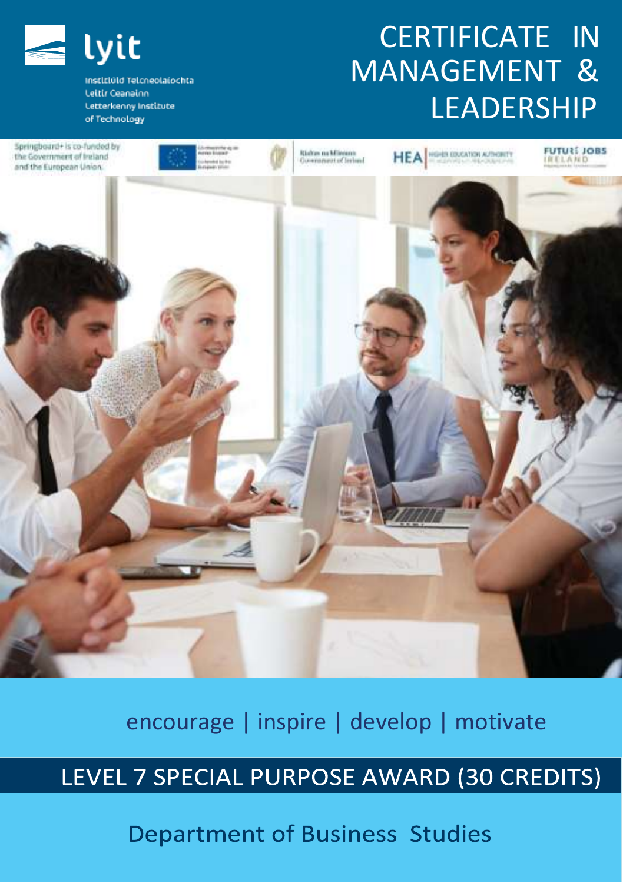lyit

Institiúid Teicneolaíochta Leitir Ceanainn
Letterkenny Institute of Technology

# CERTIFICATE IN MANAGEMENT & LEADERSHIP

Springboard+ is co-funded by the Government of Ireland and the European Union.

encourage | inspire | develop | motivate

## LEVEL 7 SPECIAL PURPOSE AWARD (30 CREDITS)

Department of Business Studies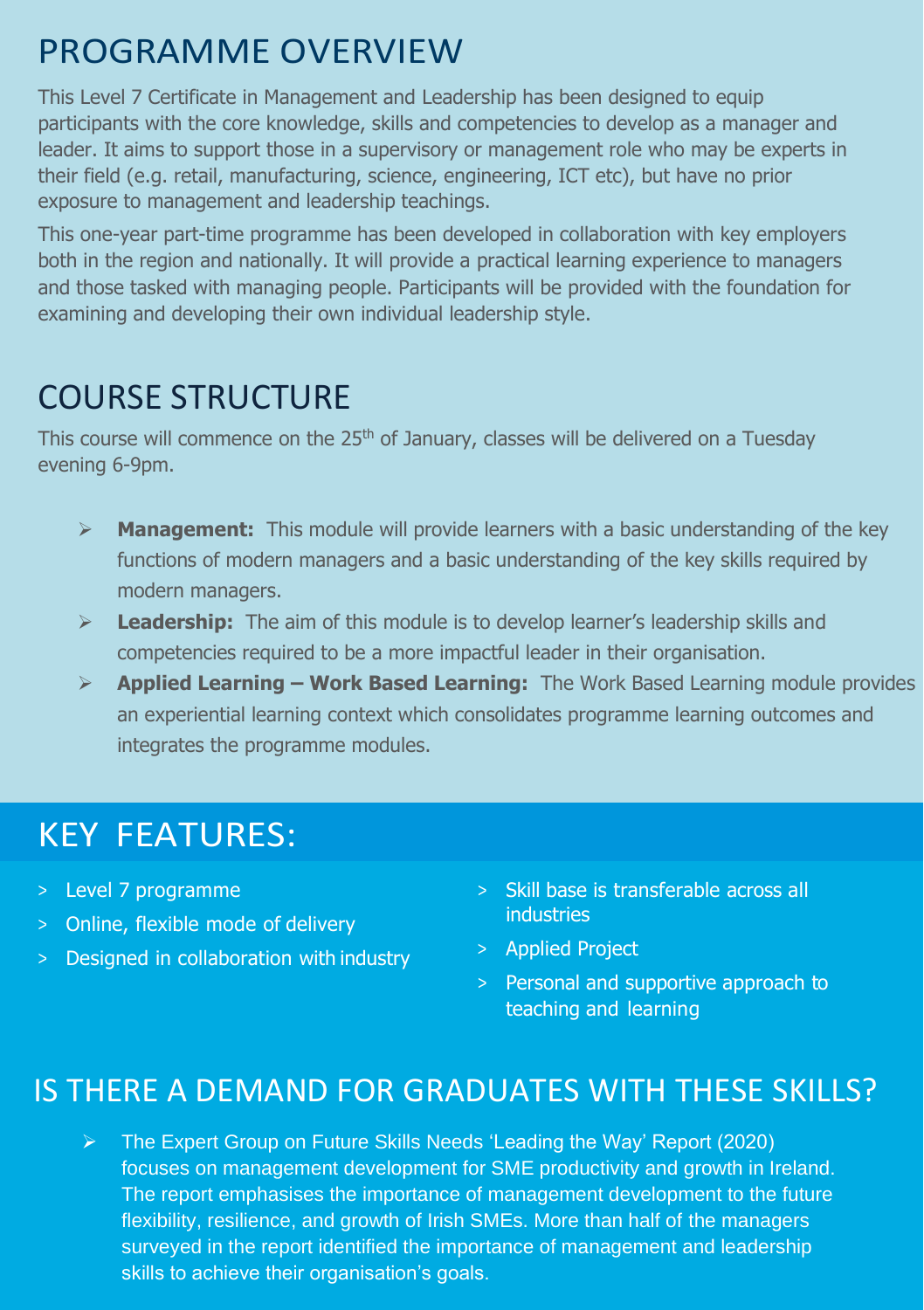## PROGRAMME OVERVIEW

This Level 7 Certificate in Management and Leadership has been designed to equip participants with the core knowledge, skills and competencies to develop as a manager and leader. It aims to support those in a supervisory or management role who may be experts in their field (e.g. retail, manufacturing, science, engineering, ICT etc), but have no prior exposure to management and leadership teachings.

This one-year part-time programme has been developed in collaboration with key employers both in the region and nationally. It will provide a practical learning experience to managers and those tasked with managing people. Participants will be provided with the foundation for examining and developing their own individual leadership style.

## COURSE STRUCTURE

This course will commence on the 25th of January, classes will be delivered on a Tuesday evening 6-9pm.

- **Management:** This module will provide learners with a basic understanding of the key functions of modern managers and a basic understanding of the key skills required by modern managers.
- **Leadership:** The aim of this module is to develop learner's leadership skills and competencies required to be a more impactful leader in their organisation.
- **Applied Learning – Work Based Learning:** The Work Based Learning module provides an experiential learning context which consolidates programme learning outcomes and integrates the programme modules.

## KEY FEATURES:

- Level 7 programme
- Online, flexible mode of delivery
- Designed in collaboration with industry
- Skill base is transferable across all industries
- Applied Project
- Personal and supportive approach to teaching and learning

## IS THERE A DEMAND FOR GRADUATES WITH THESE SKILLS?

- The Expert Group on Future Skills Needs 'Leading the Way' Report (2020) focuses on management development for SME productivity and growth in Ireland. The report emphasises the importance of management development to the future flexibility, resilience, and growth of Irish SMEs. More than half of the managers surveyed in the report identified the importance of management and leadership skills to achieve their organisation's goals.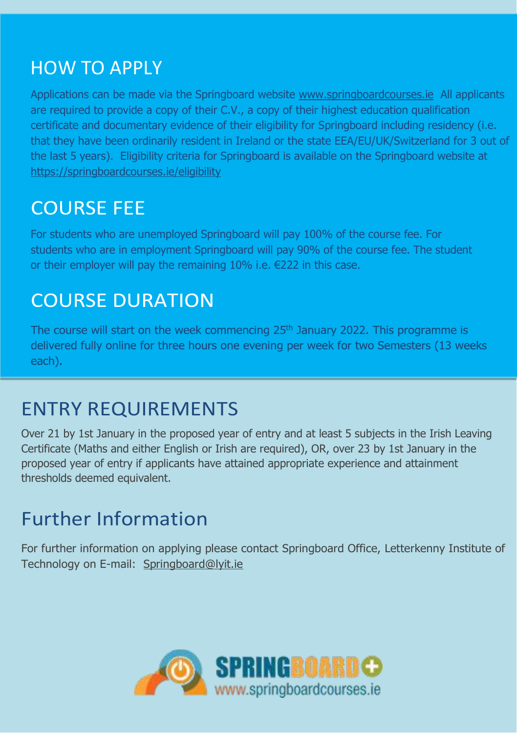## HOW TO APPLY

Applications can be made via the Springboard website www.springboardcourses.ie All applicants are required to provide a copy of their C.V., a copy of their highest education qualification certificate and documentary evidence of their eligibility for Springboard including residency (i.e. that they have been ordinarily resident in Ireland or the state EEA/EU/UK/Switzerland for 3 out of the last 5 years). Eligibility criteria for Springboard is available on the Springboard website at https://springboardcourses.ie/eligibility

## COURSE FEE

For students who are unemployed Springboard will pay 100% of the course fee. For students who are in employment Springboard will pay 90% of the course fee. The student or their employer will pay the remaining 10% i.e. €222 in this case.

## COURSE DURATION

The course will start on the week commencing 25th January 2022. This programme is delivered fully online for three hours one evening per week for two Semesters (13 weeks each).

## ENTRY REQUIREMENTS

Over 21 by 1st January in the proposed year of entry and at least 5 subjects in the Irish Leaving Certificate (Maths and either English or Irish are required), OR, over 23 by 1st January in the proposed year of entry if applicants have attained appropriate experience and attainment thresholds deemed equivalent.

## Further Information

For further information on applying please contact Springboard Office, Letterkenny Institute of Technology on E-mail: Springboard@lyit.ie

SPRINGBOARD+
www.springboardcourses.ie